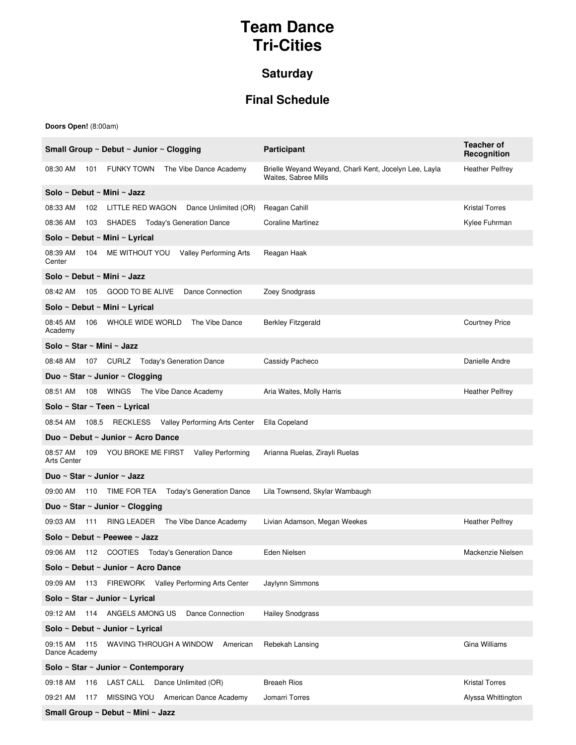# Team Dance
# Tri-Cities

## Saturday

## Final Schedule

**Doors Open!** (8:00am)

| **Small Group ~ Debut ~ Junior ~ Clogging** | **Participant** | **Teacher of Recognition** |
|---|---|---|
| 08:30 AM 101 FUNKY TOWN The Vibe Dance Academy | Brielle Weyand Weyand, Charli Kent, Jocelyn Lee, Layla Waites, Sabree Mills | Heather Pelfrey |
| **Solo ~ Debut ~ Mini ~ Jazz** | | |
| 08:33 AM 102 LITTLE RED WAGON Dance Unlimited (OR) | Reagan Cahill | Kristal Torres |
| 08:36 AM 103 SHADES Today's Generation Dance | Coraline Martinez | Kylee Fuhrman |
| **Solo ~ Debut ~ Mini ~ Lyrical** | | |
| 08:39 AM 104 ME WITHOUT YOU Valley Performing Arts Center | Reagan Haak | |
| **Solo ~ Debut ~ Mini ~ Jazz** | | |
| 08:42 AM 105 GOOD TO BE ALIVE Dance Connection | Zoey Snodgrass | |
| **Solo ~ Debut ~ Mini ~ Lyrical** | | |
| 08:45 AM 106 WHOLE WIDE WORLD The Vibe Dance Academy | Berkley Fitzgerald | Courtney Price |
| **Solo ~ Star ~ Mini ~ Jazz** | | |
| 08:48 AM 107 CURLZ Today's Generation Dance | Cassidy Pacheco | Danielle Andre |
| **Duo ~ Star ~ Junior ~ Clogging** | | |
| 08:51 AM 108 WINGS The Vibe Dance Academy | Aria Waites, Molly Harris | Heather Pelfrey |
| **Solo ~ Star ~ Teen ~ Lyrical** | | |
| 08:54 AM 108.5 RECKLESS Valley Performing Arts Center | Ella Copeland | |
| **Duo ~ Debut ~ Junior ~ Acro Dance** | | |
| 08:57 AM 109 YOU BROKE ME FIRST Valley Performing Arts Center | Arianna Ruelas, Zirayli Ruelas | |
| **Duo ~ Star ~ Junior ~ Jazz** | | |
| 09:00 AM 110 TIME FOR TEA Today's Generation Dance | Lila Townsend, Skylar Wambaugh | |
| **Duo ~ Star ~ Junior ~ Clogging** | | |
| 09:03 AM 111 RING LEADER The Vibe Dance Academy | Livian Adamson, Megan Weekes | Heather Pelfrey |
| **Solo ~ Debut ~ Peewee ~ Jazz** | | |
| 09:06 AM 112 COOTIES Today's Generation Dance | Eden Nielsen | Mackenzie Nielsen |
| **Solo ~ Debut ~ Junior ~ Acro Dance** | | |
| 09:09 AM 113 FIREWORK Valley Performing Arts Center | Jaylynn Simmons | |
| **Solo ~ Star ~ Junior ~ Lyrical** | | |
| 09:12 AM 114 ANGELS AMONG US Dance Connection | Hailey Snodgrass | |
| **Solo ~ Debut ~ Junior ~ Lyrical** | | |
| 09:15 AM 115 WAVING THROUGH A WINDOW American Dance Academy | Rebekah Lansing | Gina Williams |
| **Solo ~ Star ~ Junior ~ Contemporary** | | |
| 09:18 AM 116 LAST CALL Dance Unlimited (OR) | Breaeh Rios | Kristal Torres |
| 09:21 AM 117 MISSING YOU American Dance Academy | Jomarri Torres | Alyssa Whittington |
| **Small Group ~ Debut ~ Mini ~ Jazz** | | |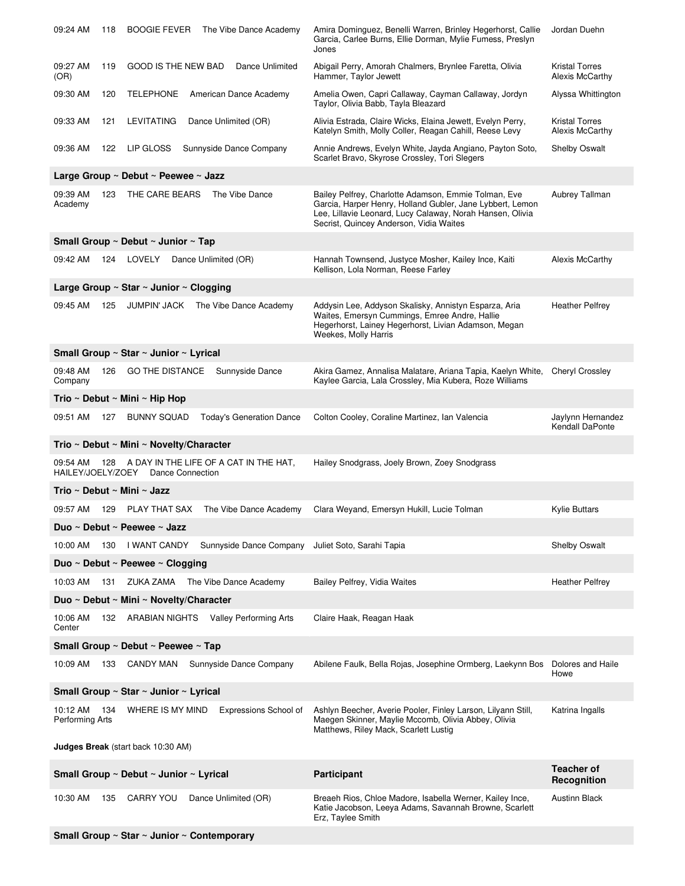| Time | # | Routine | Studio | Participant | Teacher of Recognition |
|---|---|---|---|---|---|
| 09:24 AM | 118 | BOOGIE FEVER | The Vibe Dance Academy | Amira Dominguez, Benelli Warren, Brinley Hegerhorst, Callie Garcia, Carlee Burns, Ellie Dorman, Mylie Fumess, Preslyn Jones | Jordan Duehn |
| 09:27 AM | 119 | GOOD IS THE NEW BAD | Dance Unlimited (OR) | Abigail Perry, Amorah Chalmers, Brynlee Faretta, Olivia Hammer, Taylor Jewett | Kristal Torres Alexis McCarthy |
| 09:30 AM | 120 | TELEPHONE | American Dance Academy | Amelia Owen, Capri Callaway, Cayman Callaway, Jordyn Taylor, Olivia Babb, Tayla Bleazard | Alyssa Whittington |
| 09:33 AM | 121 | LEVITATING | Dance Unlimited (OR) | Alivia Estrada, Claire Wicks, Elaina Jewett, Evelyn Perry, Katelyn Smith, Molly Coller, Reagan Cahill, Reese Levy | Kristal Torres Alexis McCarthy |
| 09:36 AM | 122 | LIP GLOSS | Sunnyside Dance Company | Annie Andrews, Evelyn White, Jayda Angiano, Payton Soto, Scarlet Bravo, Skyrose Crossley, Tori Slegers | Shelby Oswalt |
| **Large Group ~ Debut ~ Peewee ~ Jazz** | | | | | |
| 09:39 AM | 123 | THE CARE BEARS | The Vibe Dance Academy | Bailey Pelfrey, Charlotte Adamson, Emmie Tolman, Eve Garcia, Harper Henry, Holland Gubler, Jane Lybbert, Lemon Lee, Lillavie Leonard, Lucy Calaway, Norah Hansen, Olivia Secrist, Quincey Anderson, Vidia Waites | Aubrey Tallman |
| **Small Group ~ Debut ~ Junior ~ Tap** | | | | | |
| 09:42 AM | 124 | LOVELY | Dance Unlimited (OR) | Hannah Townsend, Justyce Mosher, Kailey Ince, Kaiti Kellison, Lola Norman, Reese Farley | Alexis McCarthy |
| **Large Group ~ Star ~ Junior ~ Clogging** | | | | | |
| 09:45 AM | 125 | JUMPIN' JACK | The Vibe Dance Academy | Addysin Lee, Addyson Skalisky, Annistyn Esparza, Aria Waites, Emersyn Cummings, Emree Andre, Hallie Hegerhorst, Lainey Hegerhorst, Livian Adamson, Megan Weekes, Molly Harris | Heather Pelfrey |
| **Small Group ~ Star ~ Junior ~ Lyrical** | | | | | |
| 09:48 AM | 126 | GO THE DISTANCE | Sunnyside Dance Company | Akira Gamez, Annalisa Malatare, Ariana Tapia, Kaelyn White, Kaylee Garcia, Lala Crossley, Mia Kubera, Roze Williams | Cheryl Crossley |
| **Trio ~ Debut ~ Mini ~ Hip Hop** | | | | | |
| 09:51 AM | 127 | BUNNY SQUAD | Today's Generation Dance | Colton Cooley, Coraline Martinez, Ian Valencia | Jaylynn Hernandez Kendall DaPonte |
| **Trio ~ Debut ~ Mini ~ Novelty/Character** | | | | | |
| 09:54 AM | 128 | A DAY IN THE LIFE OF A CAT IN THE HAT, HAILEY/JOELY/ZOEY | Dance Connection | Hailey Snodgrass, Joely Brown, Zoey Snodgrass | |
| **Trio ~ Debut ~ Mini ~ Jazz** | | | | | |
| 09:57 AM | 129 | PLAY THAT SAX | The Vibe Dance Academy | Clara Weyand, Emersyn Hukill, Lucie Tolman | Kylie Buttars |
| **Duo ~ Debut ~ Peewee ~ Jazz** | | | | | |
| 10:00 AM | 130 | I WANT CANDY | Sunnyside Dance Company | Juliet Soto, Sarahi Tapia | Shelby Oswalt |
| **Duo ~ Debut ~ Peewee ~ Clogging** | | | | | |
| 10:03 AM | 131 | ZUKA ZAMA | The Vibe Dance Academy | Bailey Pelfrey, Vidia Waites | Heather Pelfrey |
| **Duo ~ Debut ~ Mini ~ Novelty/Character** | | | | | |
| 10:06 AM | 132 | ARABIAN NIGHTS | Valley Performing Arts Center | Claire Haak, Reagan Haak | |
| **Small Group ~ Debut ~ Peewee ~ Tap** | | | | | |
| 10:09 AM | 133 | CANDY MAN | Sunnyside Dance Company | Abilene Faulk, Bella Rojas, Josephine Ormberg, Laekynn Bos | Dolores and Haile Howe |
| **Small Group ~ Star ~ Junior ~ Lyrical** | | | | | |
| 10:12 AM | 134 | WHERE IS MY MIND | Expressions School of Performing Arts | Ashlyn Beecher, Averie Pooler, Finley Larson, Lilyann Still, Maegen Skinner, Maylie Mccomb, Olivia Abbey, Olivia Matthews, Riley Mack, Scarlett Lustig | Katrina Ingalls |

**Judges Break** (start back 10:30 AM)

| Small Group ~ Debut ~ Junior ~ Lyrical | | | | Participant | Teacher of Recognition |
|---|---|---|---|---|---|
| 10:30 AM | 135 | CARRY YOU | Dance Unlimited (OR) | Breaeh Rios, Chloe Madore, Isabella Werner, Kailey Ince, Katie Jacobson, Leeya Adams, Savannah Browne, Scarlett Erz, Taylee Smith | Austinn Black |
| **Small Group ~ Star ~ Junior ~ Contemporary** | | | | | |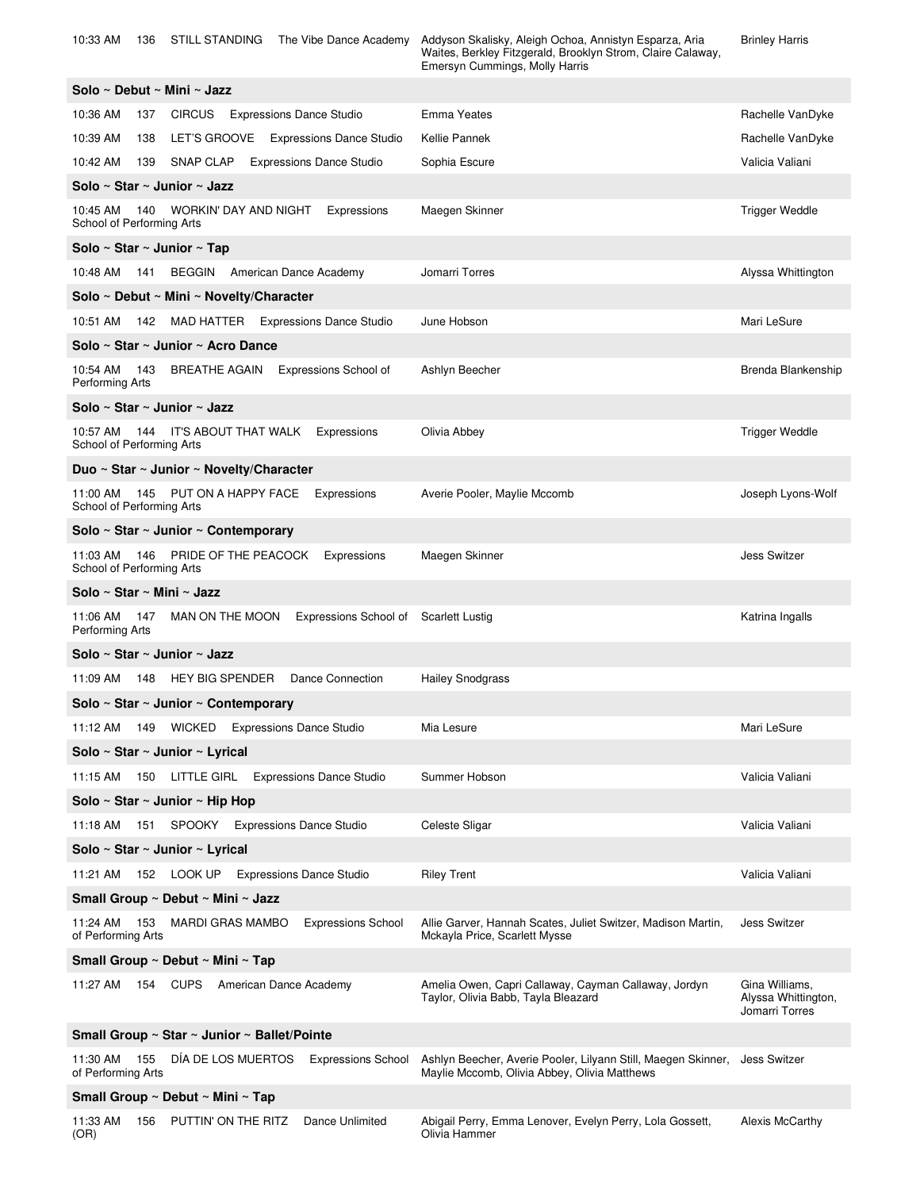| Time | # | Routine | Studio | Dancers | Choreographer |
|---|---|---|---|---|---|
| 10:33 AM | 136 | STILL STANDING | The Vibe Dance Academy | Addyson Skalisky, Aleigh Ochoa, Annistyn Esparza, Aria Waites, Berkley Fitzgerald, Brooklyn Strom, Claire Calaway, Emersyn Cummings, Molly Harris | Brinley Harris |

**Solo ~ Debut ~ Mini ~ Jazz**

| Time | # | Routine | Studio | Dancers | Choreographer |
|---|---|---|---|---|---|
| 10:36 AM | 137 | CIRCUS | Expressions Dance Studio | Emma Yeates | Rachelle VanDyke |
| 10:39 AM | 138 | LET'S GROOVE | Expressions Dance Studio | Kellie Pannek | Rachelle VanDyke |
| 10:42 AM | 139 | SNAP CLAP | Expressions Dance Studio | Sophia Escure | Valicia Valiani |

**Solo ~ Star ~ Junior ~ Jazz**

| Time | # | Routine | Studio | Dancers | Choreographer |
|---|---|---|---|---|---|
| 10:45 AM | 140 | WORKIN' DAY AND NIGHT | Expressions School of Performing Arts | Maegen Skinner | Trigger Weddle |

**Solo ~ Star ~ Junior ~ Tap**

| Time | # | Routine | Studio | Dancers | Choreographer |
|---|---|---|---|---|---|
| 10:48 AM | 141 | BEGGIN | American Dance Academy | Jomarri Torres | Alyssa Whittington |

**Solo ~ Debut ~ Mini ~ Novelty/Character**

| Time | # | Routine | Studio | Dancers | Choreographer |
|---|---|---|---|---|---|
| 10:51 AM | 142 | MAD HATTER | Expressions Dance Studio | June Hobson | Mari LeSure |

**Solo ~ Star ~ Junior ~ Acro Dance**

| Time | # | Routine | Studio | Dancers | Choreographer |
|---|---|---|---|---|---|
| 10:54 AM | 143 | BREATHE AGAIN | Expressions School of Performing Arts | Ashlyn Beecher | Brenda Blankenship |

**Solo ~ Star ~ Junior ~ Jazz**

| Time | # | Routine | Studio | Dancers | Choreographer |
|---|---|---|---|---|---|
| 10:57 AM | 144 | IT'S ABOUT THAT WALK | Expressions School of Performing Arts | Olivia Abbey | Trigger Weddle |

**Duo ~ Star ~ Junior ~ Novelty/Character**

| Time | # | Routine | Studio | Dancers | Choreographer |
|---|---|---|---|---|---|
| 11:00 AM | 145 | PUT ON A HAPPY FACE | Expressions School of Performing Arts | Averie Pooler, Maylie Mccomb | Joseph Lyons-Wolf |

**Solo ~ Star ~ Junior ~ Contemporary**

| Time | # | Routine | Studio | Dancers | Choreographer |
|---|---|---|---|---|---|
| 11:03 AM | 146 | PRIDE OF THE PEACOCK | Expressions School of Performing Arts | Maegen Skinner | Jess Switzer |

**Solo ~ Star ~ Mini ~ Jazz**

| Time | # | Routine | Studio | Dancers | Choreographer |
|---|---|---|---|---|---|
| 11:06 AM | 147 | MAN ON THE MOON | Expressions School of Performing Arts | Scarlett Lustig | Katrina Ingalls |

**Solo ~ Star ~ Junior ~ Jazz**

| Time | # | Routine | Studio | Dancers | Choreographer |
|---|---|---|---|---|---|
| 11:09 AM | 148 | HEY BIG SPENDER | Dance Connection | Hailey Snodgrass | |

**Solo ~ Star ~ Junior ~ Contemporary**

| Time | # | Routine | Studio | Dancers | Choreographer |
|---|---|---|---|---|---|
| 11:12 AM | 149 | WICKED | Expressions Dance Studio | Mia Lesure | Mari LeSure |

**Solo ~ Star ~ Junior ~ Lyrical**

| Time | # | Routine | Studio | Dancers | Choreographer |
|---|---|---|---|---|---|
| 11:15 AM | 150 | LITTLE GIRL | Expressions Dance Studio | Summer Hobson | Valicia Valiani |

**Solo ~ Star ~ Junior ~ Hip Hop**

| Time | # | Routine | Studio | Dancers | Choreographer |
|---|---|---|---|---|---|
| 11:18 AM | 151 | SPOOKY | Expressions Dance Studio | Celeste Sligar | Valicia Valiani |

**Solo ~ Star ~ Junior ~ Lyrical**

| Time | # | Routine | Studio | Dancers | Choreographer |
|---|---|---|---|---|---|
| 11:21 AM | 152 | LOOK UP | Expressions Dance Studio | Riley Trent | Valicia Valiani |

**Small Group ~ Debut ~ Mini ~ Jazz**

| Time | # | Routine | Studio | Dancers | Choreographer |
|---|---|---|---|---|---|
| 11:24 AM | 153 | MARDI GRAS MAMBO | Expressions School of Performing Arts | Allie Garver, Hannah Scates, Juliet Switzer, Madison Martin, Mckayla Price, Scarlett Mysse | Jess Switzer |

**Small Group ~ Debut ~ Mini ~ Tap**

| Time | # | Routine | Studio | Dancers | Choreographer |
|---|---|---|---|---|---|
| 11:27 AM | 154 | CUPS | American Dance Academy | Amelia Owen, Capri Callaway, Cayman Callaway, Jordyn Taylor, Olivia Babb, Tayla Bleazard | Gina Williams, Alyssa Whittington, Jomarri Torres |

**Small Group ~ Star ~ Junior ~ Ballet/Pointe**

| Time | # | Routine | Studio | Dancers | Choreographer |
|---|---|---|---|---|---|
| 11:30 AM | 155 | DÍA DE LOS MUERTOS | Expressions School of Performing Arts | Ashlyn Beecher, Averie Pooler, Lilyann Still, Maegen Skinner, Maylie Mccomb, Olivia Abbey, Olivia Matthews | Jess Switzer |

**Small Group ~ Debut ~ Mini ~ Tap**

| Time | # | Routine | Studio | Dancers | Choreographer |
|---|---|---|---|---|---|
| 11:33 AM (OR) | 156 | PUTTIN' ON THE RITZ | Dance Unlimited | Abigail Perry, Emma Lenover, Evelyn Perry, Lola Gossett, Olivia Hammer | Alexis McCarthy |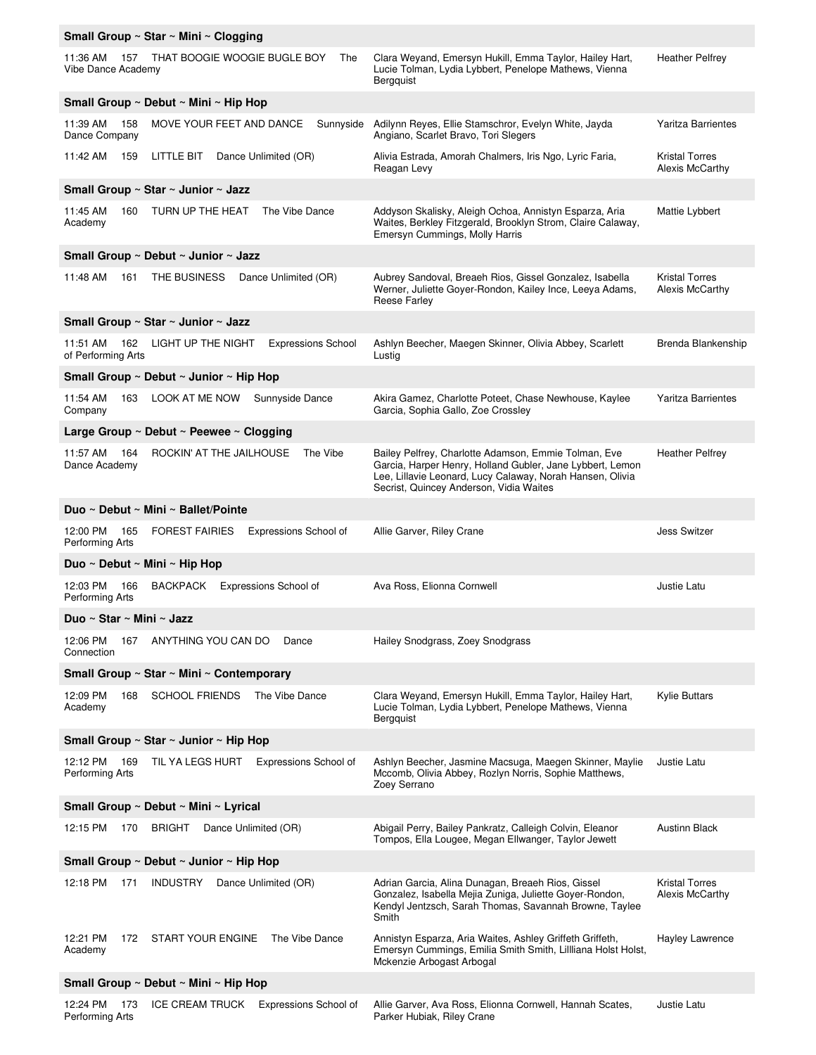**Small Group ~ Star ~ Mini ~ Clogging**

| | | |
|---|---|---|
| 11:36 AM 157 THAT BOOGIE WOOGIE BUGLE BOY The Vibe Dance Academy | Clara Weyand, Emersyn Hukill, Emma Taylor, Hailey Hart, Lucie Tolman, Lydia Lybbert, Penelope Mathews, Vienna Bergquist | Heather Pelfrey |

**Small Group ~ Debut ~ Mini ~ Hip Hop**

| | | |
|---|---|---|
| 11:39 AM 158 MOVE YOUR FEET AND DANCE Sunnyside Dance Company | Adilynn Reyes, Ellie Stamschror, Evelyn White, Jayda Angiano, Scarlet Bravo, Tori Slegers | Yaritza Barrientes |
| 11:42 AM 159 LITTLE BIT Dance Unlimited (OR) | Alivia Estrada, Amorah Chalmers, Iris Ngo, Lyric Faria, Reagan Levy | Kristal Torres Alexis McCarthy |

**Small Group ~ Star ~ Junior ~ Jazz**

| | | |
|---|---|---|
| 11:45 AM 160 TURN UP THE HEAT The Vibe Dance Academy | Addyson Skalisky, Aleigh Ochoa, Annistyn Esparza, Aria Waites, Berkley Fitzgerald, Brooklyn Strom, Claire Calaway, Emersyn Cummings, Molly Harris | Mattie Lybbert |

**Small Group ~ Debut ~ Junior ~ Jazz**

| | | |
|---|---|---|
| 11:48 AM 161 THE BUSINESS Dance Unlimited (OR) | Aubrey Sandoval, Breaeh Rios, Gissel Gonzalez, Isabella Werner, Juliette Goyer-Rondon, Kailey Ince, Leeya Adams, Reese Farley | Kristal Torres Alexis McCarthy |

**Small Group ~ Star ~ Junior ~ Jazz**

| | | |
|---|---|---|
| 11:51 AM 162 LIGHT UP THE NIGHT Expressions School of Performing Arts | Ashlyn Beecher, Maegen Skinner, Olivia Abbey, Scarlett Lustig | Brenda Blankenship |

**Small Group ~ Debut ~ Junior ~ Hip Hop**

| | | |
|---|---|---|
| 11:54 AM 163 LOOK AT ME NOW Sunnyside Dance Company | Akira Gamez, Charlotte Poteet, Chase Newhouse, Kaylee Garcia, Sophia Gallo, Zoe Crossley | Yaritza Barrientes |

**Large Group ~ Debut ~ Peewee ~ Clogging**

| | | |
|---|---|---|
| 11:57 AM 164 ROCKIN' AT THE JAILHOUSE The Vibe Dance Academy | Bailey Pelfrey, Charlotte Adamson, Emmie Tolman, Eve Garcia, Harper Henry, Holland Gubler, Jane Lybbert, Lemon Lee, Lillavie Leonard, Lucy Calaway, Norah Hansen, Olivia Secrist, Quincey Anderson, Vidia Waites | Heather Pelfrey |

**Duo ~ Debut ~ Mini ~ Ballet/Pointe**

| | | |
|---|---|---|
| 12:00 PM 165 FOREST FAIRIES Expressions School of Performing Arts | Allie Garver, Riley Crane | Jess Switzer |

**Duo ~ Debut ~ Mini ~ Hip Hop**

| | | |
|---|---|---|
| 12:03 PM 166 BACKPACK Expressions School of Performing Arts | Ava Ross, Elionna Cornwell | Justie Latu |

**Duo ~ Star ~ Mini ~ Jazz**

| | | |
|---|---|---|
| 12:06 PM 167 ANYTHING YOU CAN DO Dance Connection | Hailey Snodgrass, Zoey Snodgrass | |

**Small Group ~ Star ~ Mini ~ Contemporary**

| | | |
|---|---|---|
| 12:09 PM 168 SCHOOL FRIENDS The Vibe Dance Academy | Clara Weyand, Emersyn Hukill, Emma Taylor, Hailey Hart, Lucie Tolman, Lydia Lybbert, Penelope Mathews, Vienna Bergquist | Kylie Buttars |

**Small Group ~ Star ~ Junior ~ Hip Hop**

| | | |
|---|---|---|
| 12:12 PM 169 TIL YA LEGS HURT Expressions School of Performing Arts | Ashlyn Beecher, Jasmine Macsuga, Maegen Skinner, Maylie Mccomb, Olivia Abbey, Rozlyn Norris, Sophie Matthews, Zoey Serrano | Justie Latu |

**Small Group ~ Debut ~ Mini ~ Lyrical**

| | | |
|---|---|---|
| 12:15 PM 170 BRIGHT Dance Unlimited (OR) | Abigail Perry, Bailey Pankratz, Calleigh Colvin, Eleanor Tompos, Ella Lougee, Megan Ellwanger, Taylor Jewett | Austinn Black |

**Small Group ~ Debut ~ Junior ~ Hip Hop**

| | | |
|---|---|---|
| 12:18 PM 171 INDUSTRY Dance Unlimited (OR) | Adrian Garcia, Alina Dunagan, Breaeh Rios, Gissel Gonzalez, Isabella Mejia Zuniga, Juliette Goyer-Rondon, Kendyl Jentzsch, Sarah Thomas, Savannah Browne, Taylee Smith | Kristal Torres Alexis McCarthy |
| 12:21 PM 172 START YOUR ENGINE The Vibe Dance Academy | Annistyn Esparza, Aria Waites, Ashley Griffeth Griffeth, Emersyn Cummings, Emilia Smith Smith, Lillliana Holst Holst, Mckenzie Arbogast Arbogal | Hayley Lawrence |

**Small Group ~ Debut ~ Mini ~ Hip Hop**

| | | |
|---|---|---|
| 12:24 PM 173 ICE CREAM TRUCK Expressions School of Performing Arts | Allie Garver, Ava Ross, Elionna Cornwell, Hannah Scates, Parker Hubiak, Riley Crane | Justie Latu |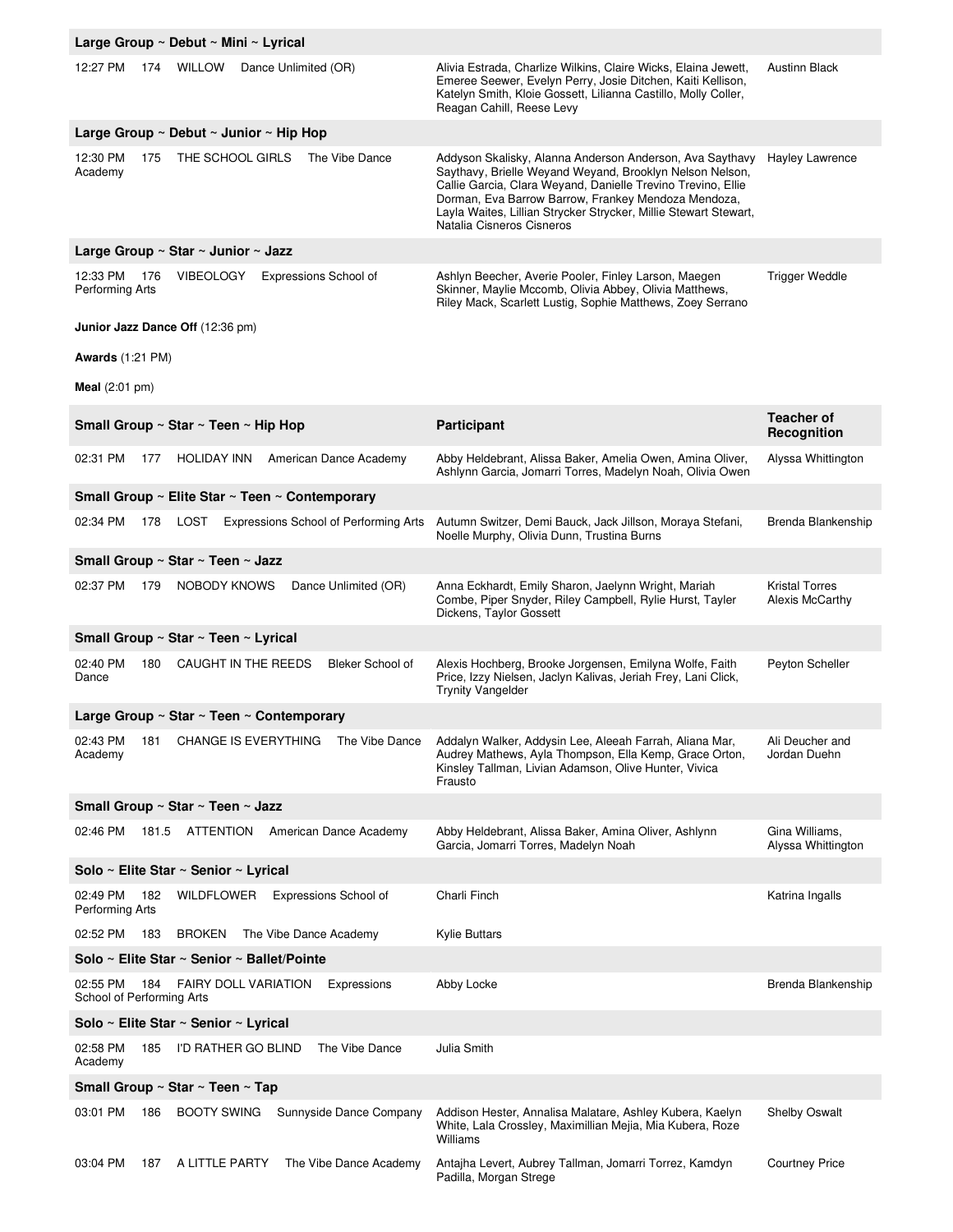| Large Group ~ Debut ~ Mini ~ Lyrical | | |
|---|---|---|
| 12:27 PM 174 WILLOW Dance Unlimited (OR) | Alivia Estrada, Charlize Wilkins, Claire Wicks, Elaina Jewett, Emeree Seewer, Evelyn Perry, Josie Ditchen, Kaiti Kellison, Katelyn Smith, Kloie Gossett, Lilianna Castillo, Molly Coller, Reagan Cahill, Reese Levy | Austinn Black |
| **Large Group ~ Debut ~ Junior ~ Hip Hop** | | |
| 12:30 PM 175 THE SCHOOL GIRLS The Vibe Dance Academy | Addyson Skalisky, Alanna Anderson Anderson, Ava Saythavy Saythavy, Brielle Weyand Weyand, Brooklyn Nelson Nelson, Callie Garcia, Clara Weyand, Danielle Trevino Trevino, Ellie Dorman, Eva Barrow Barrow, Frankey Mendoza Mendoza, Layla Waites, Lillian Strycker Strycker, Millie Stewart Stewart, Natalia Cisneros Cisneros | Hayley Lawrence |
| **Large Group ~ Star ~ Junior ~ Jazz** | | |
| 12:33 PM 176 VIBEOLOGY Expressions School of Performing Arts | Ashlyn Beecher, Averie Pooler, Finley Larson, Maegen Skinner, Maylie Mccomb, Olivia Abbey, Olivia Matthews, Riley Mack, Scarlett Lustig, Sophie Matthews, Zoey Serrano | Trigger Weddle |

**Junior Jazz Dance Off** (12:36 pm)

**Awards** (1:21 PM)

**Meal** (2:01 pm)

| Small Group ~ Star ~ Teen ~ Hip Hop | Participant | Teacher of Recognition |
|---|---|---|
| 02:31 PM 177 HOLIDAY INN American Dance Academy | Abby Heldebrant, Alissa Baker, Amelia Owen, Amina Oliver, Ashlynn Garcia, Jomarri Torres, Madelyn Noah, Olivia Owen | Alyssa Whittington |
| **Small Group ~ Elite Star ~ Teen ~ Contemporary** | | |
| 02:34 PM 178 LOST Expressions School of Performing Arts | Autumn Switzer, Demi Bauck, Jack Jillson, Moraya Stefani, Noelle Murphy, Olivia Dunn, Trustina Burns | Brenda Blankenship |
| **Small Group ~ Star ~ Teen ~ Jazz** | | |
| 02:37 PM 179 NOBODY KNOWS Dance Unlimited (OR) | Anna Eckhardt, Emily Sharon, Jaelynn Wright, Mariah Combe, Piper Snyder, Riley Campbell, Rylie Hurst, Tayler Dickens, Taylor Gossett | Kristal Torres Alexis McCarthy |
| **Small Group ~ Star ~ Teen ~ Lyrical** | | |
| 02:40 PM 180 CAUGHT IN THE REEDS Bleker School of Dance | Alexis Hochberg, Brooke Jorgensen, Emilyna Wolfe, Faith Price, Izzy Nielsen, Jaclyn Kalivas, Jeriah Frey, Lani Click, Trynity Vangelder | Peyton Scheller |
| **Large Group ~ Star ~ Teen ~ Contemporary** | | |
| 02:43 PM 181 CHANGE IS EVERYTHING The Vibe Dance Academy | Addalyn Walker, Addysin Lee, Aleeah Farrah, Aliana Mar, Audrey Mathews, Ayla Thompson, Ella Kemp, Grace Orton, Kinsley Tallman, Livian Adamson, Olive Hunter, Vivica Frausto | Ali Deucher and Jordan Duehn |
| **Small Group ~ Star ~ Teen ~ Jazz** | | |
| 02:46 PM 181.5 ATTENTION American Dance Academy | Abby Heldebrant, Alissa Baker, Amina Oliver, Ashlynn Garcia, Jomarri Torres, Madelyn Noah | Gina Williams, Alyssa Whittington |
| **Solo ~ Elite Star ~ Senior ~ Lyrical** | | |
| 02:49 PM 182 WILDFLOWER Expressions School of Performing Arts | Charli Finch | Katrina Ingalls |
| 02:52 PM 183 BROKEN The Vibe Dance Academy | Kylie Buttars | |
| **Solo ~ Elite Star ~ Senior ~ Ballet/Pointe** | | |
| 02:55 PM 184 FAIRY DOLL VARIATION Expressions School of Performing Arts | Abby Locke | Brenda Blankenship |
| **Solo ~ Elite Star ~ Senior ~ Lyrical** | | |
| 02:58 PM 185 I'D RATHER GO BLIND The Vibe Dance Academy | Julia Smith | |
| **Small Group ~ Star ~ Teen ~ Tap** | | |
| 03:01 PM 186 BOOTY SWING Sunnyside Dance Company | Addison Hester, Annalisa Malatare, Ashley Kubera, Kaelyn White, Lala Crossley, Maximillian Mejia, Mia Kubera, Roze Williams | Shelby Oswalt |
| 03:04 PM 187 A LITTLE PARTY The Vibe Dance Academy | Antajha Levert, Aubrey Tallman, Jomarri Torrez, Kamdyn Padilla, Morgan Strege | Courtney Price |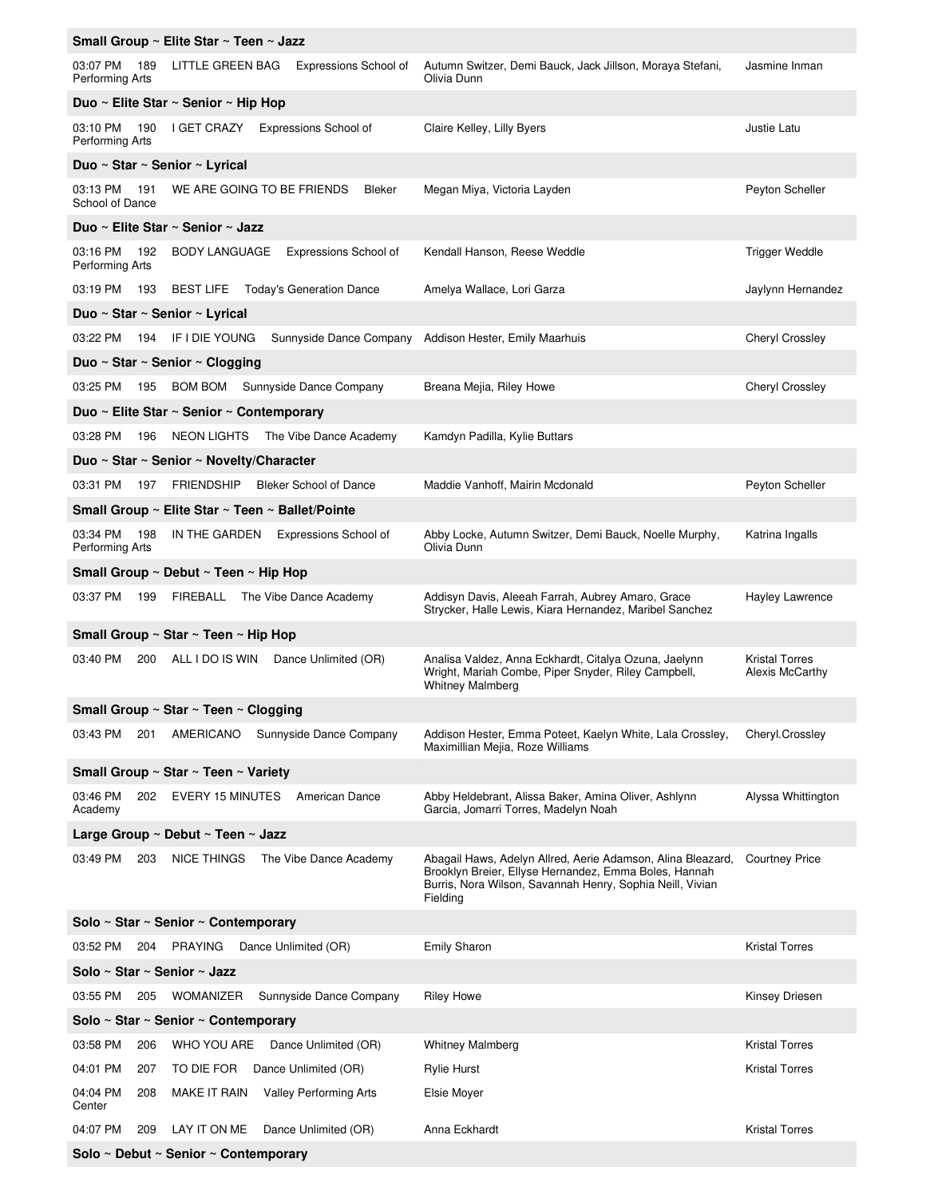**Small Group ~ Elite Star ~ Teen ~ Jazz**

| | | | | | |
|---|---|---|---|---|---|
| 03:07 PM | 189 | LITTLE GREEN BAG | Expressions School of Performing Arts | Autumn Switzer, Demi Bauck, Jack Jillson, Moraya Stefani, Olivia Dunn | Jasmine Inman |

**Duo ~ Elite Star ~ Senior ~ Hip Hop**

| | | | | | |
|---|---|---|---|---|---|
| 03:10 PM | 190 | I GET CRAZY | Expressions School of Performing Arts | Claire Kelley, Lilly Byers | Justie Latu |

**Duo ~ Star ~ Senior ~ Lyrical**

| | | | | | |
|---|---|---|---|---|---|
| 03:13 PM | 191 | WE ARE GOING TO BE FRIENDS | Bleker School of Dance | Megan Miya, Victoria Layden | Peyton Scheller |

**Duo ~ Elite Star ~ Senior ~ Jazz**

| | | | | | |
|---|---|---|---|---|---|
| 03:16 PM | 192 | BODY LANGUAGE | Expressions School of Performing Arts | Kendall Hanson, Reese Weddle | Trigger Weddle |
| 03:19 PM | 193 | BEST LIFE | Today's Generation Dance | Amelya Wallace, Lori Garza | Jaylynn Hernandez |

**Duo ~ Star ~ Senior ~ Lyrical**

| | | | | | |
|---|---|---|---|---|---|
| 03:22 PM | 194 | IF I DIE YOUNG | Sunnyside Dance Company | Addison Hester, Emily Maarhuis | Cheryl Crossley |

**Duo ~ Star ~ Senior ~ Clogging**

| | | | | | |
|---|---|---|---|---|---|
| 03:25 PM | 195 | BOM BOM | Sunnyside Dance Company | Breana Mejia, Riley Howe | Cheryl Crossley |

**Duo ~ Elite Star ~ Senior ~ Contemporary**

| | | | | | |
|---|---|---|---|---|---|
| 03:28 PM | 196 | NEON LIGHTS | The Vibe Dance Academy | Kamdyn Padilla, Kylie Buttars | |

**Duo ~ Star ~ Senior ~ Novelty/Character**

| | | | | | |
|---|---|---|---|---|---|
| 03:31 PM | 197 | FRIENDSHIP | Bleker School of Dance | Maddie Vanhoff, Mairin Mcdonald | Peyton Scheller |

**Small Group ~ Elite Star ~ Teen ~ Ballet/Pointe**

| | | | | | |
|---|---|---|---|---|---|
| 03:34 PM | 198 | IN THE GARDEN | Expressions School of Performing Arts | Abby Locke, Autumn Switzer, Demi Bauck, Noelle Murphy, Olivia Dunn | Katrina Ingalls |

**Small Group ~ Debut ~ Teen ~ Hip Hop**

| | | | | | |
|---|---|---|---|---|---|
| 03:37 PM | 199 | FIREBALL | The Vibe Dance Academy | Addisyn Davis, Aleeah Farrah, Aubrey Amaro, Grace Strycker, Halle Lewis, Kiara Hernandez, Maribel Sanchez | Hayley Lawrence |

**Small Group ~ Star ~ Teen ~ Hip Hop**

| | | | | | |
|---|---|---|---|---|---|
| 03:40 PM | 200 | ALL I DO IS WIN | Dance Unlimited (OR) | Analisa Valdez, Anna Eckhardt, Citalya Ozuna, Jaelynn Wright, Mariah Combe, Piper Snyder, Riley Campbell, Whitney Malmberg | Kristal Torres Alexis McCarthy |

**Small Group ~ Star ~ Teen ~ Clogging**

| | | | | | |
|---|---|---|---|---|---|
| 03:43 PM | 201 | AMERICANO | Sunnyside Dance Company | Addison Hester, Emma Poteet, Kaelyn White, Lala Crossley, Maximillian Mejia, Roze Williams | Cheryl.Crossley |

**Small Group ~ Star ~ Teen ~ Variety**

| | | | | | |
|---|---|---|---|---|---|
| 03:46 PM | 202 | EVERY 15 MINUTES | American Dance Academy | Abby Heldebrant, Alissa Baker, Amina Oliver, Ashlynn Garcia, Jomarri Torres, Madelyn Noah | Alyssa Whittington |

**Large Group ~ Debut ~ Teen ~ Jazz**

| | | | | | |
|---|---|---|---|---|---|
| 03:49 PM | 203 | NICE THINGS | The Vibe Dance Academy | Abagail Haws, Adelyn Allred, Aerie Adamson, Alina Bleazard, Brooklyn Breier, Ellyse Hernandez, Emma Boles, Hannah Burris, Nora Wilson, Savannah Henry, Sophia Neill, Vivian Fielding | Courtney Price |

**Solo ~ Star ~ Senior ~ Contemporary**

| | | | | | |
|---|---|---|---|---|---|
| 03:52 PM | 204 | PRAYING | Dance Unlimited (OR) | Emily Sharon | Kristal Torres |

**Solo ~ Star ~ Senior ~ Jazz**

| | | | | | |
|---|---|---|---|---|---|
| 03:55 PM | 205 | WOMANIZER | Sunnyside Dance Company | Riley Howe | Kinsey Driesen |

**Solo ~ Star ~ Senior ~ Contemporary**

| | | | | | |
|---|---|---|---|---|---|
| 03:58 PM | 206 | WHO YOU ARE | Dance Unlimited (OR) | Whitney Malmberg | Kristal Torres |
| 04:01 PM | 207 | TO DIE FOR | Dance Unlimited (OR) | Rylie Hurst | Kristal Torres |
| 04:04 PM | 208 | MAKE IT RAIN | Valley Performing Arts Center | Elsie Moyer | |
| 04:07 PM | 209 | LAY IT ON ME | Dance Unlimited (OR) | Anna Eckhardt | Kristal Torres |

**Solo ~ Debut ~ Senior ~ Contemporary**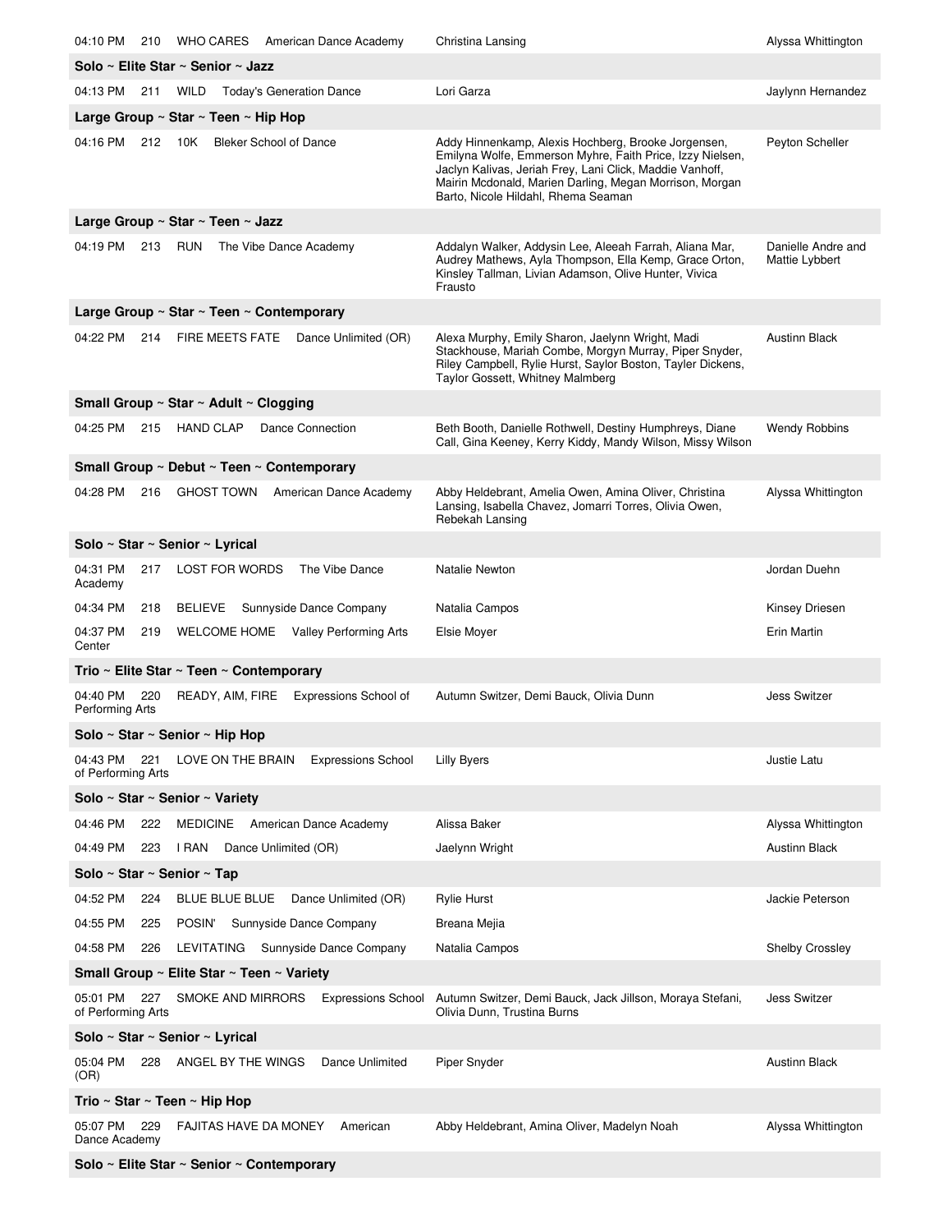| | | | |
|---|---|---|---|
| 04:10 PM 210 WHO CARES American Dance Academy | Christina Lansing | Alyssa Whittington |

**Solo ~ Elite Star ~ Senior ~ Jazz**

| | | |
|---|---|---|
| 04:13 PM 211 WILD Today's Generation Dance | Lori Garza | Jaylynn Hernandez |

**Large Group ~ Star ~ Teen ~ Hip Hop**

| | | |
|---|---|---|
| 04:16 PM 212 10K Bleker School of Dance | Addy Hinnenkamp, Alexis Hochberg, Brooke Jorgensen, Emilyna Wolfe, Emmerson Myhre, Faith Price, Izzy Nielsen, Jaclyn Kalivas, Jeriah Frey, Lani Click, Maddie Vanhoff, Mairin Mcdonald, Marien Darling, Megan Morrison, Morgan Barto, Nicole Hildahl, Rhema Seaman | Peyton Scheller |

**Large Group ~ Star ~ Teen ~ Jazz**

| | | |
|---|---|---|
| 04:19 PM 213 RUN The Vibe Dance Academy | Addalyn Walker, Addysin Lee, Aleeah Farrah, Aliana Mar, Audrey Mathews, Ayla Thompson, Ella Kemp, Grace Orton, Kinsley Tallman, Livian Adamson, Olive Hunter, Vivica Frausto | Danielle Andre and Mattie Lybbert |

**Large Group ~ Star ~ Teen ~ Contemporary**

| | | |
|---|---|---|
| 04:22 PM 214 FIRE MEETS FATE Dance Unlimited (OR) | Alexa Murphy, Emily Sharon, Jaelynn Wright, Madi Stackhouse, Mariah Combe, Morgyn Murray, Piper Snyder, Riley Campbell, Rylie Hurst, Saylor Boston, Tayler Dickens, Taylor Gossett, Whitney Malmberg | Austinn Black |

**Small Group ~ Star ~ Adult ~ Clogging**

| | | |
|---|---|---|
| 04:25 PM 215 HAND CLAP Dance Connection | Beth Booth, Danielle Rothwell, Destiny Humphreys, Diane Call, Gina Keeney, Kerry Kiddy, Mandy Wilson, Missy Wilson | Wendy Robbins |

**Small Group ~ Debut ~ Teen ~ Contemporary**

| | | |
|---|---|---|
| 04:28 PM 216 GHOST TOWN American Dance Academy | Abby Heldebrant, Amelia Owen, Amina Oliver, Christina Lansing, Isabella Chavez, Jomarri Torres, Olivia Owen, Rebekah Lansing | Alyssa Whittington |

**Solo ~ Star ~ Senior ~ Lyrical**

| | | |
|---|---|---|
| 04:31 PM 217 LOST FOR WORDS The Vibe Dance Academy | Natalie Newton | Jordan Duehn |
| 04:34 PM 218 BELIEVE Sunnyside Dance Company | Natalia Campos | Kinsey Driesen |
| 04:37 PM 219 WELCOME HOME Valley Performing Arts Center | Elsie Moyer | Erin Martin |

**Trio ~ Elite Star ~ Teen ~ Contemporary**

| | | |
|---|---|---|
| 04:40 PM 220 READY, AIM, FIRE Expressions School of Performing Arts | Autumn Switzer, Demi Bauck, Olivia Dunn | Jess Switzer |

**Solo ~ Star ~ Senior ~ Hip Hop**

| | | |
|---|---|---|
| 04:43 PM 221 LOVE ON THE BRAIN Expressions School of Performing Arts | Lilly Byers | Justie Latu |

**Solo ~ Star ~ Senior ~ Variety**

| | | |
|---|---|---|
| 04:46 PM 222 MEDICINE American Dance Academy | Alissa Baker | Alyssa Whittington |
| 04:49 PM 223 I RAN Dance Unlimited (OR) | Jaelynn Wright | Austinn Black |

**Solo ~ Star ~ Senior ~ Tap**

| | | |
|---|---|---|
| 04:52 PM 224 BLUE BLUE BLUE Dance Unlimited (OR) | Rylie Hurst | Jackie Peterson |
| 04:55 PM 225 POSIN' Sunnyside Dance Company | Breana Mejia | |
| 04:58 PM 226 LEVITATING Sunnyside Dance Company | Natalia Campos | Shelby Crossley |

**Small Group ~ Elite Star ~ Teen ~ Variety**

| | | |
|---|---|---|
| 05:01 PM 227 SMOKE AND MIRRORS Expressions School of Performing Arts | Autumn Switzer, Demi Bauck, Jack Jillson, Moraya Stefani, Olivia Dunn, Trustina Burns | Jess Switzer |

**Solo ~ Star ~ Senior ~ Lyrical**

| | | |
|---|---|---|
| 05:04 PM 228 ANGEL BY THE WINGS Dance Unlimited (OR) | Piper Snyder | Austinn Black |

**Trio ~ Star ~ Teen ~ Hip Hop**

| | | |
|---|---|---|
| 05:07 PM 229 FAJITAS HAVE DA MONEY American Dance Academy | Abby Heldebrant, Amina Oliver, Madelyn Noah | Alyssa Whittington |

**Solo ~ Elite Star ~ Senior ~ Contemporary**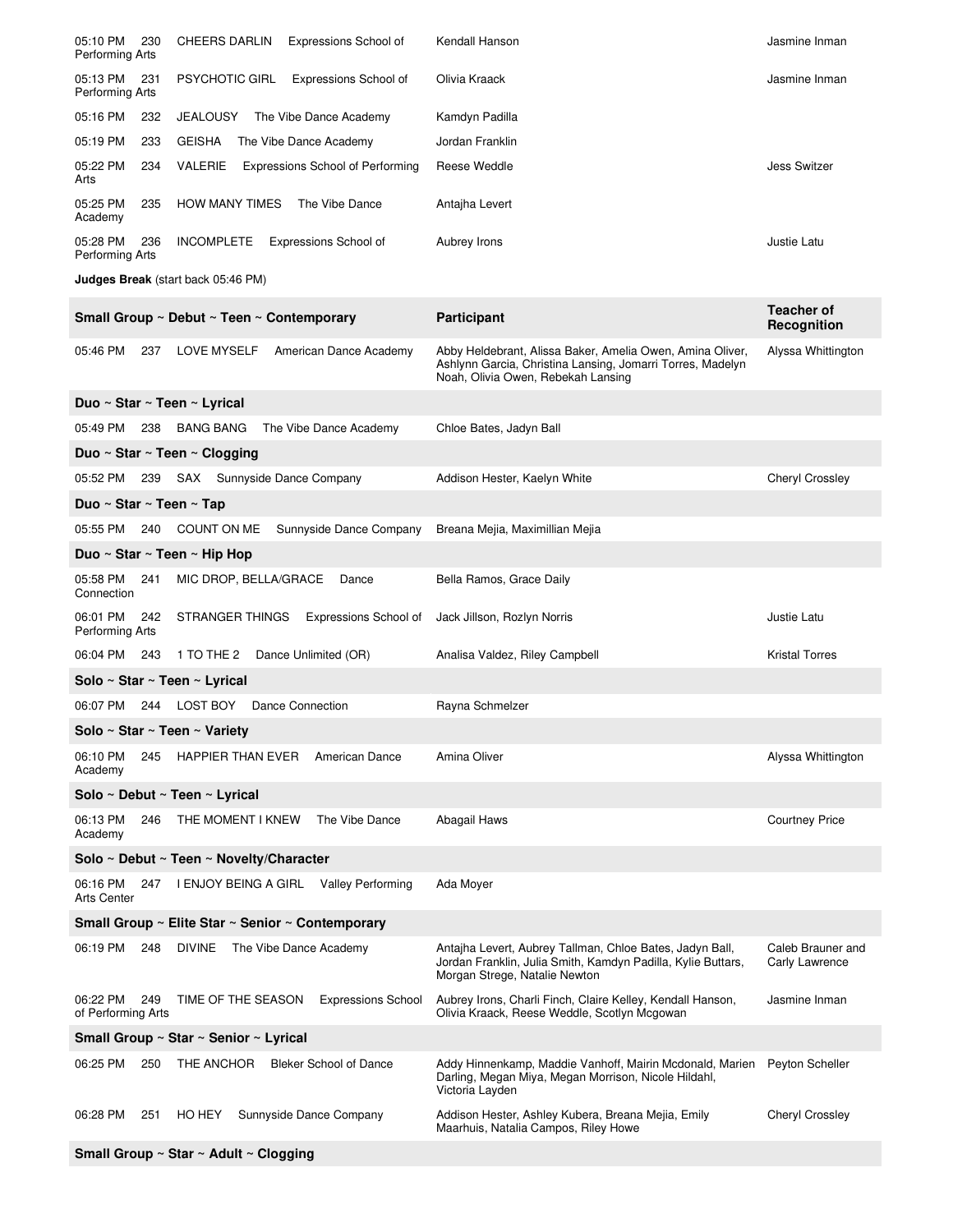| | Participant | Teacher of Recognition |
|---|---|---|
| 05:10 PM 230 CHEERS DARLIN Expressions School of Performing Arts | Kendall Hanson | Jasmine Inman |
| 05:13 PM 231 PSYCHOTIC GIRL Expressions School of Performing Arts | Olivia Kraack | Jasmine Inman |
| 05:16 PM 232 JEALOUSY The Vibe Dance Academy | Kamdyn Padilla | |
| 05:19 PM 233 GEISHA The Vibe Dance Academy | Jordan Franklin | |
| 05:22 PM 234 VALERIE Expressions School of Performing Arts | Reese Weddle | Jess Switzer |
| 05:25 PM 235 HOW MANY TIMES The Vibe Dance Academy | Antajha Levert | |
| 05:28 PM 236 INCOMPLETE Expressions School of Performing Arts | Aubrey Irons | Justie Latu |

**Judges Break** (start back 05:46 PM)

| Small Group ~ Debut ~ Teen ~ Contemporary | Participant | Teacher of Recognition |
|---|---|---|
| 05:46 PM 237 LOVE MYSELF American Dance Academy | Abby Heldebrant, Alissa Baker, Amelia Owen, Amina Oliver, Ashlynn Garcia, Christina Lansing, Jomarri Torres, Madelyn Noah, Olivia Owen, Rebekah Lansing | Alyssa Whittington |
| **Duo ~ Star ~ Teen ~ Lyrical** | | |
| 05:49 PM 238 BANG BANG The Vibe Dance Academy | Chloe Bates, Jadyn Ball | |
| **Duo ~ Star ~ Teen ~ Clogging** | | |
| 05:52 PM 239 SAX Sunnyside Dance Company | Addison Hester, Kaelyn White | Cheryl Crossley |
| **Duo ~ Star ~ Teen ~ Tap** | | |
| 05:55 PM 240 COUNT ON ME Sunnyside Dance Company | Breana Mejia, Maximillian Mejia | |
| **Duo ~ Star ~ Teen ~ Hip Hop** | | |
| 05:58 PM 241 MIC DROP, BELLA/GRACE Dance Connection | Bella Ramos, Grace Daily | |
| 06:01 PM 242 STRANGER THINGS Expressions School of Performing Arts | Jack Jillson, Rozlyn Norris | Justie Latu |
| 06:04 PM 243 1 TO THE 2 Dance Unlimited (OR) | Analisa Valdez, Riley Campbell | Kristal Torres |
| **Solo ~ Star ~ Teen ~ Lyrical** | | |
| 06:07 PM 244 LOST BOY Dance Connection | Rayna Schmelzer | |
| **Solo ~ Star ~ Teen ~ Variety** | | |
| 06:10 PM 245 HAPPIER THAN EVER American Dance Academy | Amina Oliver | Alyssa Whittington |
| **Solo ~ Debut ~ Teen ~ Lyrical** | | |
| 06:13 PM 246 THE MOMENT I KNEW The Vibe Dance Academy | Abagail Haws | Courtney Price |
| **Solo ~ Debut ~ Teen ~ Novelty/Character** | | |
| 06:16 PM 247 I ENJOY BEING A GIRL Valley Performing Arts Center | Ada Moyer | |
| **Small Group ~ Elite Star ~ Senior ~ Contemporary** | | |
| 06:19 PM 248 DIVINE The Vibe Dance Academy | Antajha Levert, Aubrey Tallman, Chloe Bates, Jadyn Ball, Jordan Franklin, Julia Smith, Kamdyn Padilla, Kylie Buttars, Morgan Strege, Natalie Newton | Caleb Brauner and Carly Lawrence |
| 06:22 PM 249 TIME OF THE SEASON Expressions School of Performing Arts | Aubrey Irons, Charli Finch, Claire Kelley, Kendall Hanson, Olivia Kraack, Reese Weddle, Scotlyn Mcgowan | Jasmine Inman |
| **Small Group ~ Star ~ Senior ~ Lyrical** | | |
| 06:25 PM 250 THE ANCHOR Bleker School of Dance | Addy Hinnenkamp, Maddie Vanhoff, Mairin Mcdonald, Marien Darling, Megan Miya, Megan Morrison, Nicole Hildahl, Victoria Layden | Peyton Scheller |
| 06:28 PM 251 HO HEY Sunnyside Dance Company | Addison Hester, Ashley Kubera, Breana Mejia, Emily Maarhuis, Natalia Campos, Riley Howe | Cheryl Crossley |
| **Small Group ~ Star ~ Adult ~ Clogging** | | |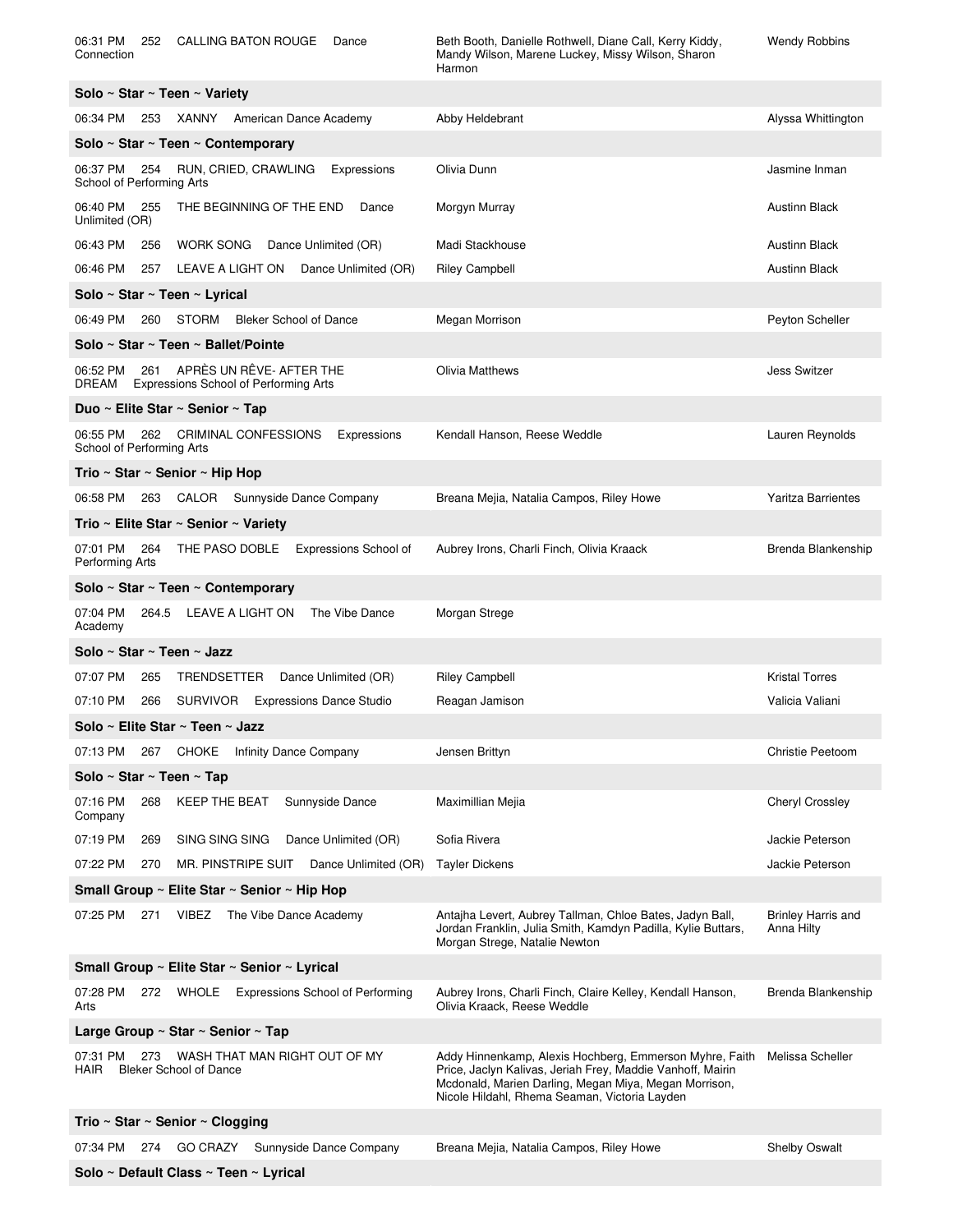| Time | # | Routine / Studio | Dancers | Choreographer |
|---|---|---|---|---|
| 06:31 PM | 252 | CALLING BATON ROUGE    Dance Connection | Beth Booth, Danielle Rothwell, Diane Call, Kerry Kiddy, Mandy Wilson, Marene Luckey, Missy Wilson, Sharon Harmon | Wendy Robbins |

**Solo ~ Star ~ Teen ~ Variety**

| Time | # | Routine / Studio | Dancers | Choreographer |
|---|---|---|---|---|
| 06:34 PM | 253 | XANNY    American Dance Academy | Abby Heldebrant | Alyssa Whittington |

**Solo ~ Star ~ Teen ~ Contemporary**

| Time | # | Routine / Studio | Dancers | Choreographer |
|---|---|---|---|---|
| 06:37 PM | 254 | RUN, CRIED, CRAWLING    Expressions School of Performing Arts | Olivia Dunn | Jasmine Inman |
| 06:40 PM | 255 | THE BEGINNING OF THE END    Dance Unlimited (OR) | Morgyn Murray | Austinn Black |
| 06:43 PM | 256 | WORK SONG    Dance Unlimited (OR) | Madi Stackhouse | Austinn Black |
| 06:46 PM | 257 | LEAVE A LIGHT ON    Dance Unlimited (OR) | Riley Campbell | Austinn Black |

**Solo ~ Star ~ Teen ~ Lyrical**

| Time | # | Routine / Studio | Dancers | Choreographer |
|---|---|---|---|---|
| 06:49 PM | 260 | STORM    Bleker School of Dance | Megan Morrison | Peyton Scheller |

**Solo ~ Star ~ Teen ~ Ballet/Pointe**

| Time | # | Routine / Studio | Dancers | Choreographer |
|---|---|---|---|---|
| 06:52 PM | 261 | APRÈS UN RÊVE- AFTER THE DREAM    Expressions School of Performing Arts | Olivia Matthews | Jess Switzer |

**Duo ~ Elite Star ~ Senior ~ Tap**

| Time | # | Routine / Studio | Dancers | Choreographer |
|---|---|---|---|---|
| 06:55 PM | 262 | CRIMINAL CONFESSIONS    Expressions School of Performing Arts | Kendall Hanson, Reese Weddle | Lauren Reynolds |

**Trio ~ Star ~ Senior ~ Hip Hop**

| Time | # | Routine / Studio | Dancers | Choreographer |
|---|---|---|---|---|
| 06:58 PM | 263 | CALOR    Sunnyside Dance Company | Breana Mejia, Natalia Campos, Riley Howe | Yaritza Barrientes |

**Trio ~ Elite Star ~ Senior ~ Variety**

| Time | # | Routine / Studio | Dancers | Choreographer |
|---|---|---|---|---|
| 07:01 PM | 264 | THE PASO DOBLE    Expressions School of Performing Arts | Aubrey Irons, Charli Finch, Olivia Kraack | Brenda Blankenship |

**Solo ~ Star ~ Teen ~ Contemporary**

| Time | # | Routine / Studio | Dancers | Choreographer |
|---|---|---|---|---|
| 07:04 PM | 264.5 | LEAVE A LIGHT ON    The Vibe Dance Academy | Morgan Strege | |

**Solo ~ Star ~ Teen ~ Jazz**

| Time | # | Routine / Studio | Dancers | Choreographer |
|---|---|---|---|---|
| 07:07 PM | 265 | TRENDSETTER    Dance Unlimited (OR) | Riley Campbell | Kristal Torres |
| 07:10 PM | 266 | SURVIVOR    Expressions Dance Studio | Reagan Jamison | Valicia Valiani |

**Solo ~ Elite Star ~ Teen ~ Jazz**

| Time | # | Routine / Studio | Dancers | Choreographer |
|---|---|---|---|---|
| 07:13 PM | 267 | CHOKE    Infinity Dance Company | Jensen Brittyn | Christie Peetoom |

**Solo ~ Star ~ Teen ~ Tap**

| Time | # | Routine / Studio | Dancers | Choreographer |
|---|---|---|---|---|
| 07:16 PM | 268 | KEEP THE BEAT    Sunnyside Dance Company | Maximillian Mejia | Cheryl Crossley |
| 07:19 PM | 269 | SING SING SING    Dance Unlimited (OR) | Sofia Rivera | Jackie Peterson |
| 07:22 PM | 270 | MR. PINSTRIPE SUIT    Dance Unlimited (OR) | Tayler Dickens | Jackie Peterson |

**Small Group ~ Elite Star ~ Senior ~ Hip Hop**

| Time | # | Routine / Studio | Dancers | Choreographer |
|---|---|---|---|---|
| 07:25 PM | 271 | VIBEZ    The Vibe Dance Academy | Antajha Levert, Aubrey Tallman, Chloe Bates, Jadyn Ball, Jordan Franklin, Julia Smith, Kamdyn Padilla, Kylie Buttars, Morgan Strege, Natalie Newton | Brinley Harris and Anna Hilty |

**Small Group ~ Elite Star ~ Senior ~ Lyrical**

| Time | # | Routine / Studio | Dancers | Choreographer |
|---|---|---|---|---|
| 07:28 PM | 272 | WHOLE    Expressions School of Performing Arts | Aubrey Irons, Charli Finch, Claire Kelley, Kendall Hanson, Olivia Kraack, Reese Weddle | Brenda Blankenship |

**Large Group ~ Star ~ Senior ~ Tap**

| Time | # | Routine / Studio | Dancers | Choreographer |
|---|---|---|---|---|
| 07:31 PM | 273 | WASH THAT MAN RIGHT OUT OF MY HAIR    Bleker School of Dance | Addy Hinnenkamp, Alexis Hochberg, Emmerson Myhre, Faith Price, Jaclyn Kalivas, Jeriah Frey, Maddie Vanhoff, Mairin Mcdonald, Marien Darling, Megan Miya, Megan Morrison, Nicole Hildahl, Rhema Seaman, Victoria Layden | Melissa Scheller |

**Trio ~ Star ~ Senior ~ Clogging**

| Time | # | Routine / Studio | Dancers | Choreographer |
|---|---|---|---|---|
| 07:34 PM | 274 | GO CRAZY    Sunnyside Dance Company | Breana Mejia, Natalia Campos, Riley Howe | Shelby Oswalt |

**Solo ~ Default Class ~ Teen ~ Lyrical**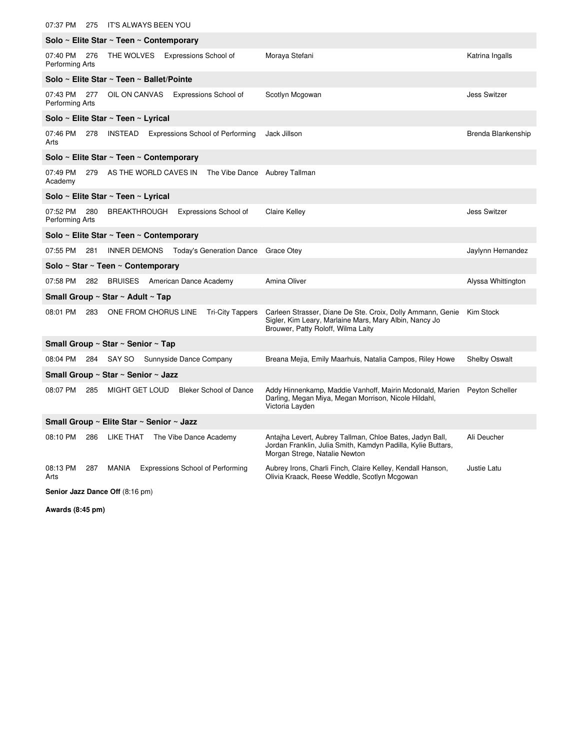07:37 PM 275 IT'S ALWAYS BEEN YOU

**Solo ~ Elite Star ~ Teen ~ Contemporary**

| | | | | | |
|---|---|---|---|---|---|
| 07:40 PM | 276 | THE WOLVES | Expressions School of Performing Arts | Moraya Stefani | Katrina Ingalls |

**Solo ~ Elite Star ~ Teen ~ Ballet/Pointe**

| | | | | | |
|---|---|---|---|---|---|
| 07:43 PM | 277 | OIL ON CANVAS | Expressions School of Performing Arts | Scotlyn Mcgowan | Jess Switzer |

**Solo ~ Elite Star ~ Teen ~ Lyrical**

| | | | | | |
|---|---|---|---|---|---|
| 07:46 PM | 278 | INSTEAD | Expressions School of Performing Arts | Jack Jillson | Brenda Blankenship |

**Solo ~ Elite Star ~ Teen ~ Contemporary**

| | | | | | |
|---|---|---|---|---|---|
| 07:49 PM | 279 | AS THE WORLD CAVES IN | The Vibe Dance Academy | Aubrey Tallman | |

**Solo ~ Elite Star ~ Teen ~ Lyrical**

| | | | | | |
|---|---|---|---|---|---|
| 07:52 PM | 280 | BREAKTHROUGH | Expressions School of Performing Arts | Claire Kelley | Jess Switzer |

**Solo ~ Elite Star ~ Teen ~ Contemporary**

| | | | | | |
|---|---|---|---|---|---|
| 07:55 PM | 281 | INNER DEMONS | Today's Generation Dance | Grace Otey | Jaylynn Hernandez |

**Solo ~ Star ~ Teen ~ Contemporary**

| | | | | | |
|---|---|---|---|---|---|
| 07:58 PM | 282 | BRUISES | American Dance Academy | Amina Oliver | Alyssa Whittington |

**Small Group ~ Star ~ Adult ~ Tap**

| | | | | | |
|---|---|---|---|---|---|
| 08:01 PM | 283 | ONE FROM CHORUS LINE | Tri-City Tappers | Carleen Strasser, Diane De Ste. Croix, Dolly Ammann, Genie Sigler, Kim Leary, Marlaine Mars, Mary Albin, Nancy Jo Brouwer, Patty Roloff, Wilma Laity | Kim Stock |

**Small Group ~ Star ~ Senior ~ Tap**

| | | | | | |
|---|---|---|---|---|---|
| 08:04 PM | 284 | SAY SO | Sunnyside Dance Company | Breana Mejia, Emily Maarhuis, Natalia Campos, Riley Howe | Shelby Oswalt |

**Small Group ~ Star ~ Senior ~ Jazz**

| | | | | | |
|---|---|---|---|---|---|
| 08:07 PM | 285 | MIGHT GET LOUD | Bleker School of Dance | Addy Hinnenkamp, Maddie Vanhoff, Mairin Mcdonald, Marien Darling, Megan Miya, Megan Morrison, Nicole Hildahl, Victoria Layden | Peyton Scheller |

**Small Group ~ Elite Star ~ Senior ~ Jazz**

| | | | | | |
|---|---|---|---|---|---|
| 08:10 PM | 286 | LIKE THAT | The Vibe Dance Academy | Antajha Levert, Aubrey Tallman, Chloe Bates, Jadyn Ball, Jordan Franklin, Julia Smith, Kamdyn Padilla, Kylie Buttars, Morgan Strege, Natalie Newton | Ali Deucher |
| 08:13 PM | 287 | MANIA | Expressions School of Performing Arts | Aubrey Irons, Charli Finch, Claire Kelley, Kendall Hanson, Olivia Kraack, Reese Weddle, Scotlyn Mcgowan | Justie Latu |

**Senior Jazz Dance Off** (8:16 pm)

**Awards (8:45 pm)**